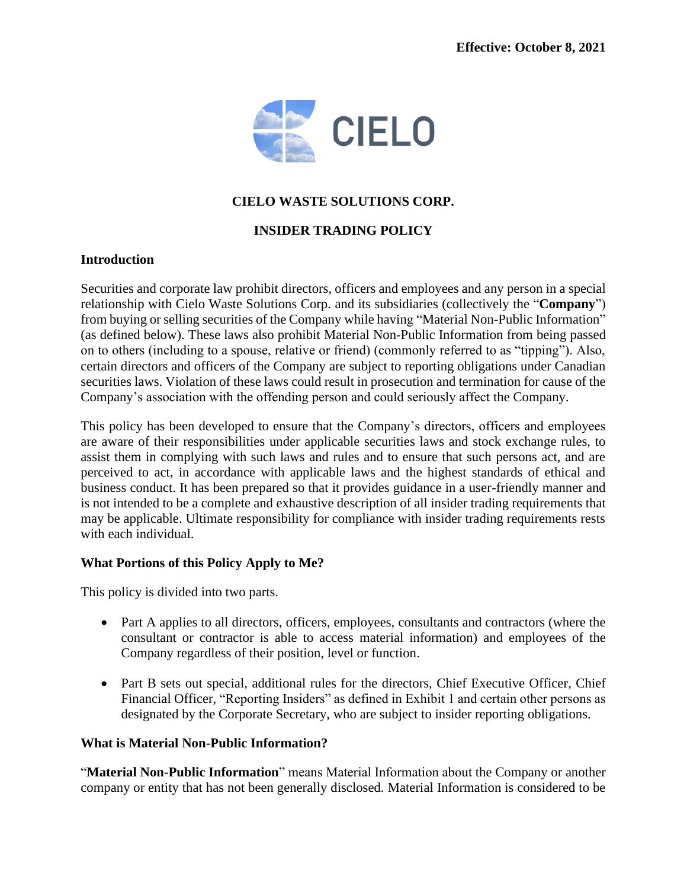**Effective: October 8, 2021**

CIELO

# CIELO WASTE SOLUTIONS CORP.

# INSIDER TRADING POLICY

## Introduction

Securities and corporate law prohibit directors, officers and employees and any person in a special relationship with Cielo Waste Solutions Corp. and its subsidiaries (collectively the "**Company**") from buying or selling securities of the Company while having "Material Non-Public Information" (as defined below). These laws also prohibit Material Non-Public Information from being passed on to others (including to a spouse, relative or friend) (commonly referred to as "tipping"). Also, certain directors and officers of the Company are subject to reporting obligations under Canadian securities laws. Violation of these laws could result in prosecution and termination for cause of the Company's association with the offending person and could seriously affect the Company.

This policy has been developed to ensure that the Company's directors, officers and employees are aware of their responsibilities under applicable securities laws and stock exchange rules, to assist them in complying with such laws and rules and to ensure that such persons act, and are perceived to act, in accordance with applicable laws and the highest standards of ethical and business conduct. It has been prepared so that it provides guidance in a user-friendly manner and is not intended to be a complete and exhaustive description of all insider trading requirements that may be applicable. Ultimate responsibility for compliance with insider trading requirements rests with each individual.

## What Portions of this Policy Apply to Me?

This policy is divided into two parts.

- Part A applies to all directors, officers, employees, consultants and contractors (where the consultant or contractor is able to access material information) and employees of the Company regardless of their position, level or function.
- Part B sets out special, additional rules for the directors, Chief Executive Officer, Chief Financial Officer, "Reporting Insiders" as defined in Exhibit 1 and certain other persons as designated by the Corporate Secretary, who are subject to insider reporting obligations.

## What is Material Non-Public Information?

"**Material Non-Public Information**" means Material Information about the Company or another company or entity that has not been generally disclosed. Material Information is considered to be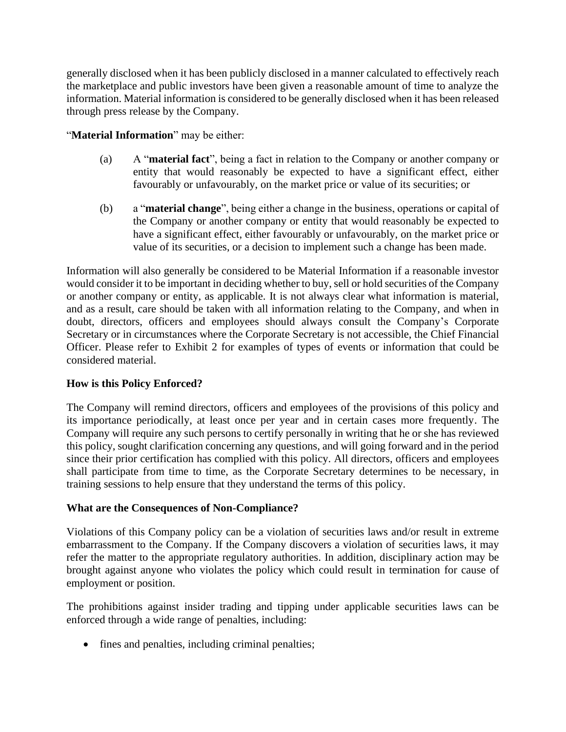generally disclosed when it has been publicly disclosed in a manner calculated to effectively reach the marketplace and public investors have been given a reasonable amount of time to analyze the information. Material information is considered to be generally disclosed when it has been released through press release by the Company.

"**Material Information**" may be either:

(a) A "**material fact**", being a fact in relation to the Company or another company or entity that would reasonably be expected to have a significant effect, either favourably or unfavourably, on the market price or value of its securities; or

(b) a "**material change**", being either a change in the business, operations or capital of the Company or another company or entity that would reasonably be expected to have a significant effect, either favourably or unfavourably, on the market price or value of its securities, or a decision to implement such a change has been made.

Information will also generally be considered to be Material Information if a reasonable investor would consider it to be important in deciding whether to buy, sell or hold securities of the Company or another company or entity, as applicable. It is not always clear what information is material, and as a result, care should be taken with all information relating to the Company, and when in doubt, directors, officers and employees should always consult the Company's Corporate Secretary or in circumstances where the Corporate Secretary is not accessible, the Chief Financial Officer. Please refer to Exhibit 2 for examples of types of events or information that could be considered material.

**How is this Policy Enforced?**

The Company will remind directors, officers and employees of the provisions of this policy and its importance periodically, at least once per year and in certain cases more frequently. The Company will require any such persons to certify personally in writing that he or she has reviewed this policy, sought clarification concerning any questions, and will going forward and in the period since their prior certification has complied with this policy. All directors, officers and employees shall participate from time to time, as the Corporate Secretary determines to be necessary, in training sessions to help ensure that they understand the terms of this policy.

**What are the Consequences of Non-Compliance?**

Violations of this Company policy can be a violation of securities laws and/or result in extreme embarrassment to the Company. If the Company discovers a violation of securities laws, it may refer the matter to the appropriate regulatory authorities. In addition, disciplinary action may be brought against anyone who violates the policy which could result in termination for cause of employment or position.

The prohibitions against insider trading and tipping under applicable securities laws can be enforced through a wide range of penalties, including:

- fines and penalties, including criminal penalties;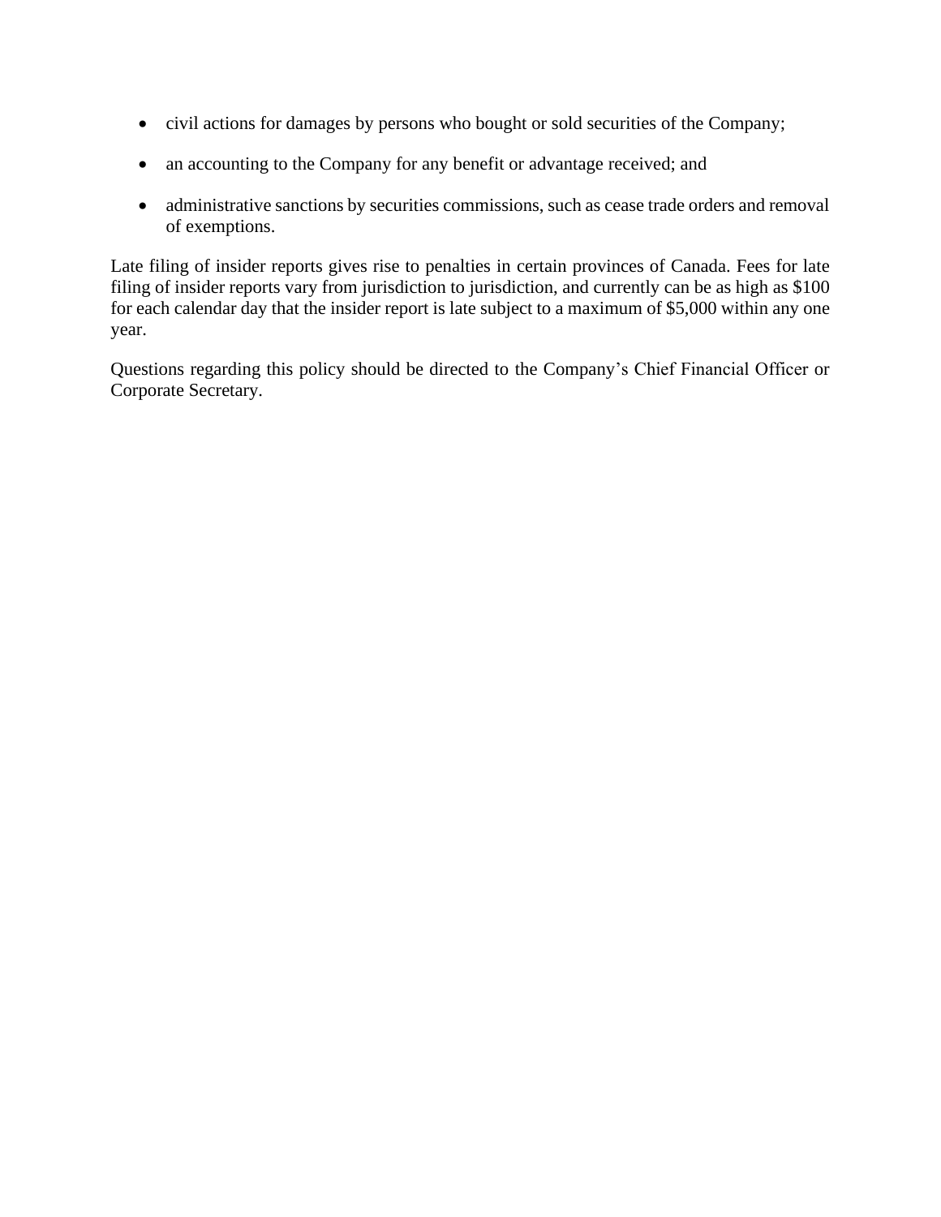- civil actions for damages by persons who bought or sold securities of the Company;
- an accounting to the Company for any benefit or advantage received; and
- administrative sanctions by securities commissions, such as cease trade orders and removal of exemptions.

Late filing of insider reports gives rise to penalties in certain provinces of Canada. Fees for late filing of insider reports vary from jurisdiction to jurisdiction, and currently can be as high as $100 for each calendar day that the insider report is late subject to a maximum of $5,000 within any one year.

Questions regarding this policy should be directed to the Company's Chief Financial Officer or Corporate Secretary.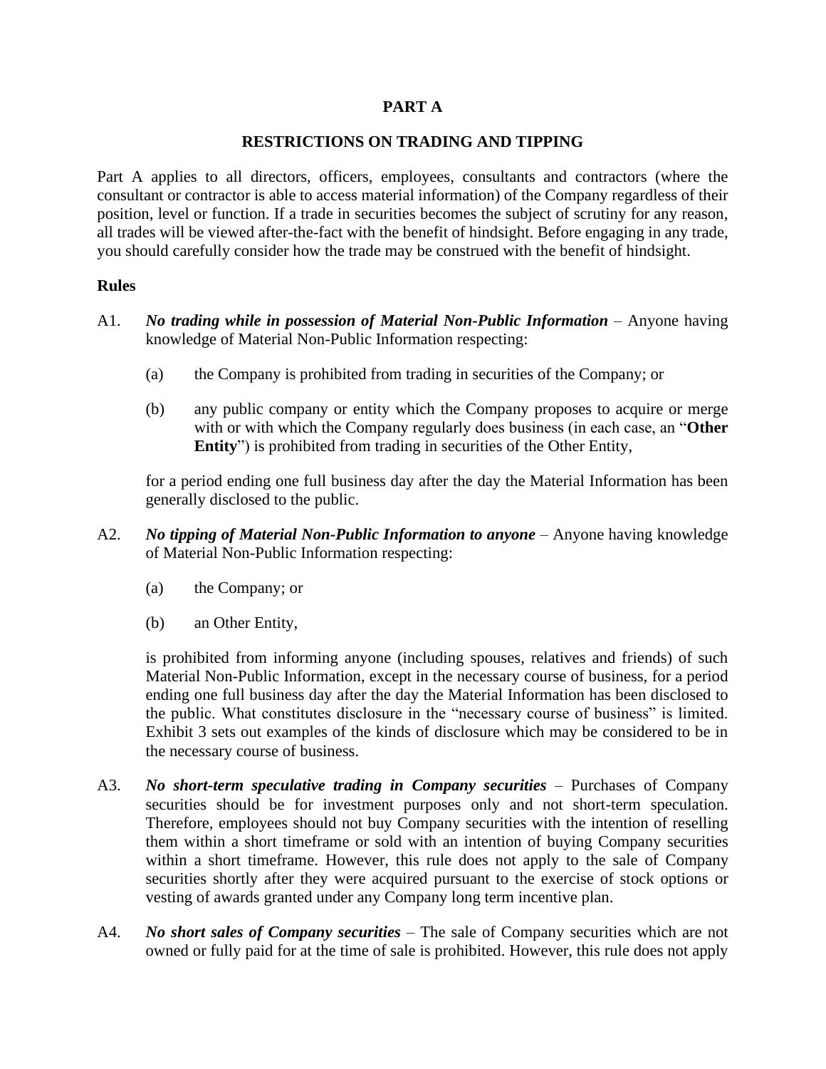# PART A

## RESTRICTIONS ON TRADING AND TIPPING

Part A applies to all directors, officers, employees, consultants and contractors (where the consultant or contractor is able to access material information) of the Company regardless of their position, level or function. If a trade in securities becomes the subject of scrutiny for any reason, all trades will be viewed after-the-fact with the benefit of hindsight. Before engaging in any trade, you should carefully consider how the trade may be construed with the benefit of hindsight.

**Rules**

A1. ***No trading while in possession of Material Non-Public Information*** – Anyone having knowledge of Material Non-Public Information respecting:

(a) the Company is prohibited from trading in securities of the Company; or

(b) any public company or entity which the Company proposes to acquire or merge with or with which the Company regularly does business (in each case, an "**Other Entity**") is prohibited from trading in securities of the Other Entity,

for a period ending one full business day after the day the Material Information has been generally disclosed to the public.

A2. ***No tipping of Material Non-Public Information to anyone*** – Anyone having knowledge of Material Non-Public Information respecting:

(a) the Company; or

(b) an Other Entity,

is prohibited from informing anyone (including spouses, relatives and friends) of such Material Non-Public Information, except in the necessary course of business, for a period ending one full business day after the day the Material Information has been disclosed to the public. What constitutes disclosure in the "necessary course of business" is limited. Exhibit 3 sets out examples of the kinds of disclosure which may be considered to be in the necessary course of business.

A3. ***No short-term speculative trading in Company securities*** – Purchases of Company securities should be for investment purposes only and not short-term speculation. Therefore, employees should not buy Company securities with the intention of reselling them within a short timeframe or sold with an intention of buying Company securities within a short timeframe. However, this rule does not apply to the sale of Company securities shortly after they were acquired pursuant to the exercise of stock options or vesting of awards granted under any Company long term incentive plan.

A4. ***No short sales of Company securities*** – The sale of Company securities which are not owned or fully paid for at the time of sale is prohibited. However, this rule does not apply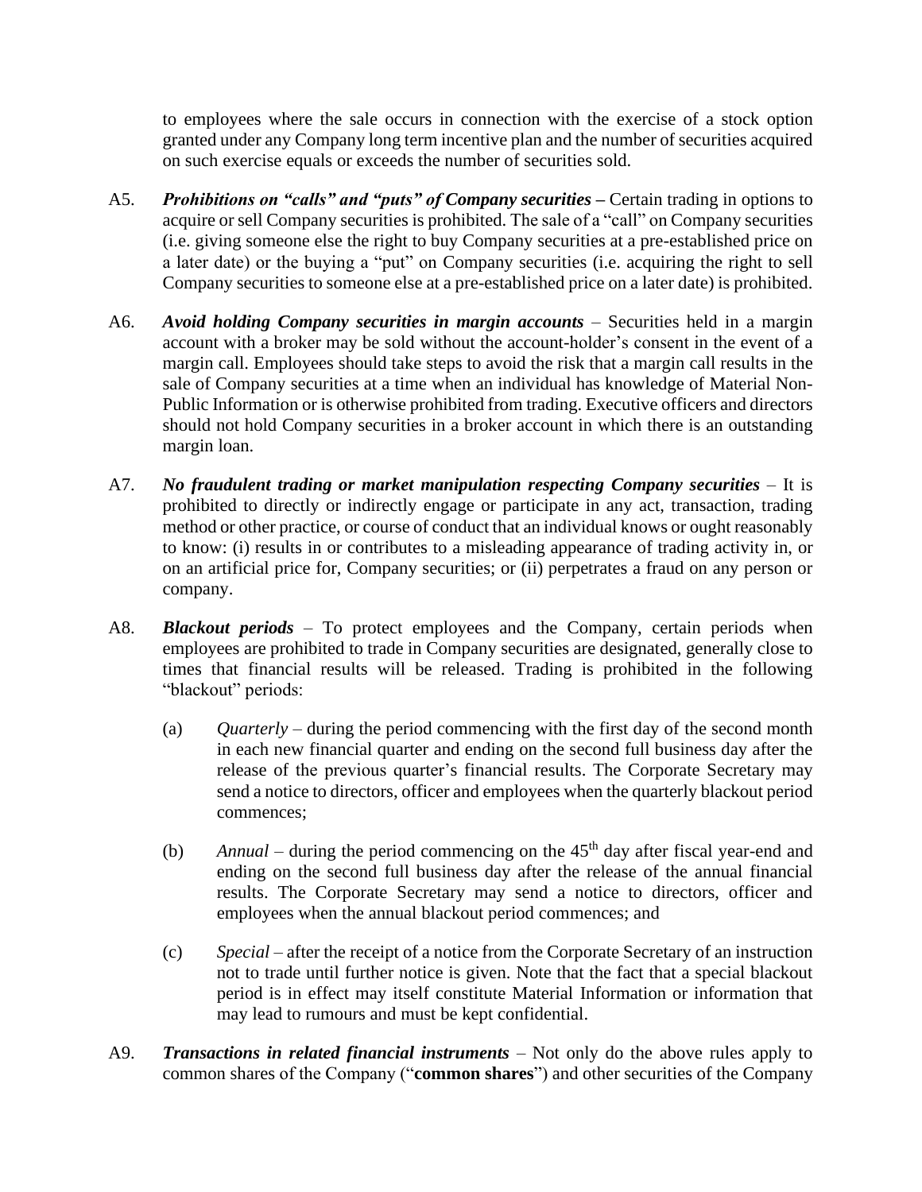to employees where the sale occurs in connection with the exercise of a stock option granted under any Company long term incentive plan and the number of securities acquired on such exercise equals or exceeds the number of securities sold.

A5. ***Prohibitions on "calls" and "puts" of Company securities*** **–** Certain trading in options to acquire or sell Company securities is prohibited. The sale of a "call" on Company securities (i.e. giving someone else the right to buy Company securities at a pre-established price on a later date) or the buying a "put" on Company securities (i.e. acquiring the right to sell Company securities to someone else at a pre-established price on a later date) is prohibited.

A6. ***Avoid holding Company securities in margin accounts*** – Securities held in a margin account with a broker may be sold without the account-holder's consent in the event of a margin call. Employees should take steps to avoid the risk that a margin call results in the sale of Company securities at a time when an individual has knowledge of Material Non-Public Information or is otherwise prohibited from trading. Executive officers and directors should not hold Company securities in a broker account in which there is an outstanding margin loan.

A7. ***No fraudulent trading or market manipulation respecting Company securities*** – It is prohibited to directly or indirectly engage or participate in any act, transaction, trading method or other practice, or course of conduct that an individual knows or ought reasonably to know: (i) results in or contributes to a misleading appearance of trading activity in, or on an artificial price for, Company securities; or (ii) perpetrates a fraud on any person or company.

A8. ***Blackout periods*** – To protect employees and the Company, certain periods when employees are prohibited to trade in Company securities are designated, generally close to times that financial results will be released. Trading is prohibited in the following "blackout" periods:

(a) *Quarterly* – during the period commencing with the first day of the second month in each new financial quarter and ending on the second full business day after the release of the previous quarter's financial results. The Corporate Secretary may send a notice to directors, officer and employees when the quarterly blackout period commences;

(b) *Annual* – during the period commencing on the 45th day after fiscal year-end and ending on the second full business day after the release of the annual financial results. The Corporate Secretary may send a notice to directors, officer and employees when the annual blackout period commences; and

(c) *Special* – after the receipt of a notice from the Corporate Secretary of an instruction not to trade until further notice is given. Note that the fact that a special blackout period is in effect may itself constitute Material Information or information that may lead to rumours and must be kept confidential.

A9. ***Transactions in related financial instruments*** – Not only do the above rules apply to common shares of the Company ("**common shares**") and other securities of the Company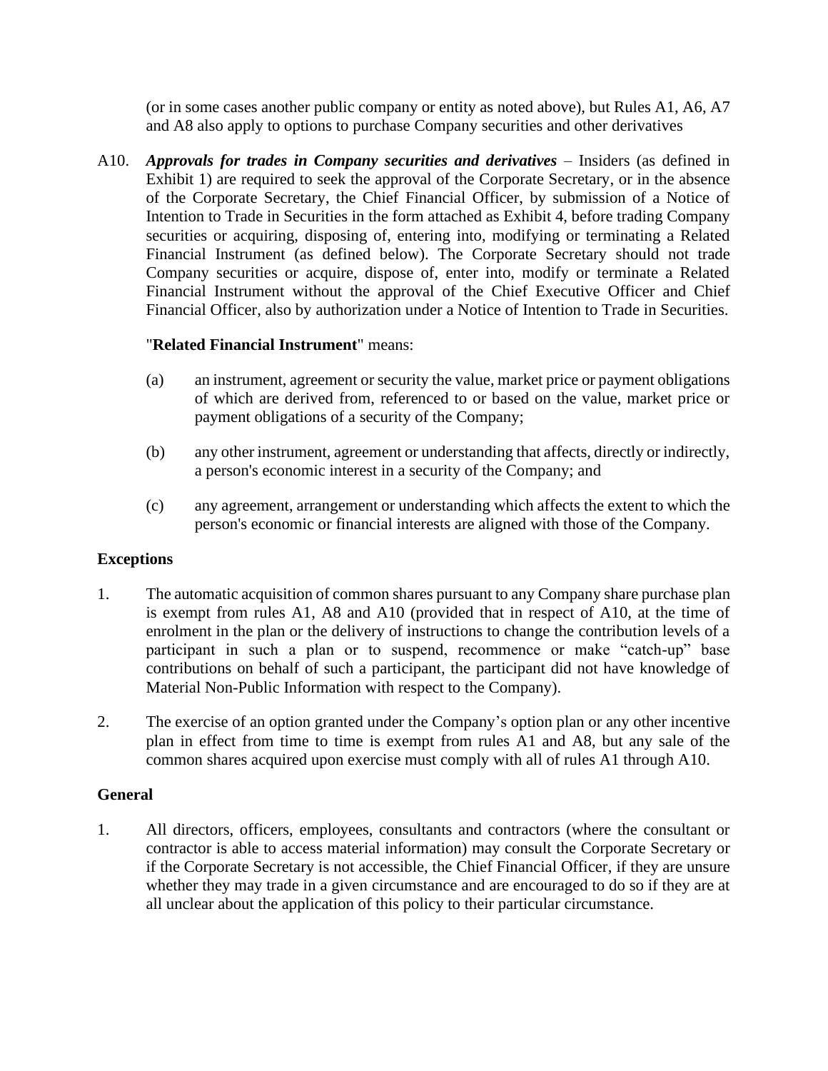(or in some cases another public company or entity as noted above), but Rules A1, A6, A7 and A8 also apply to options to purchase Company securities and other derivatives

A10. ***Approvals for trades in Company securities and derivatives*** – Insiders (as defined in Exhibit 1) are required to seek the approval of the Corporate Secretary, or in the absence of the Corporate Secretary, the Chief Financial Officer, by submission of a Notice of Intention to Trade in Securities in the form attached as Exhibit 4, before trading Company securities or acquiring, disposing of, entering into, modifying or terminating a Related Financial Instrument (as defined below). The Corporate Secretary should not trade Company securities or acquire, dispose of, enter into, modify or terminate a Related Financial Instrument without the approval of the Chief Executive Officer and Chief Financial Officer, also by authorization under a Notice of Intention to Trade in Securities.

"**Related Financial Instrument**" means:

(a) an instrument, agreement or security the value, market price or payment obligations of which are derived from, referenced to or based on the value, market price or payment obligations of a security of the Company;

(b) any other instrument, agreement or understanding that affects, directly or indirectly, a person's economic interest in a security of the Company; and

(c) any agreement, arrangement or understanding which affects the extent to which the person's economic or financial interests are aligned with those of the Company.

## Exceptions

1. The automatic acquisition of common shares pursuant to any Company share purchase plan is exempt from rules A1, A8 and A10 (provided that in respect of A10, at the time of enrolment in the plan or the delivery of instructions to change the contribution levels of a participant in such a plan or to suspend, recommence or make "catch-up" base contributions on behalf of such a participant, the participant did not have knowledge of Material Non-Public Information with respect to the Company).

2. The exercise of an option granted under the Company's option plan or any other incentive plan in effect from time to time is exempt from rules A1 and A8, but any sale of the common shares acquired upon exercise must comply with all of rules A1 through A10.

## General

1. All directors, officers, employees, consultants and contractors (where the consultant or contractor is able to access material information) may consult the Corporate Secretary or if the Corporate Secretary is not accessible, the Chief Financial Officer, if they are unsure whether they may trade in a given circumstance and are encouraged to do so if they are at all unclear about the application of this policy to their particular circumstance.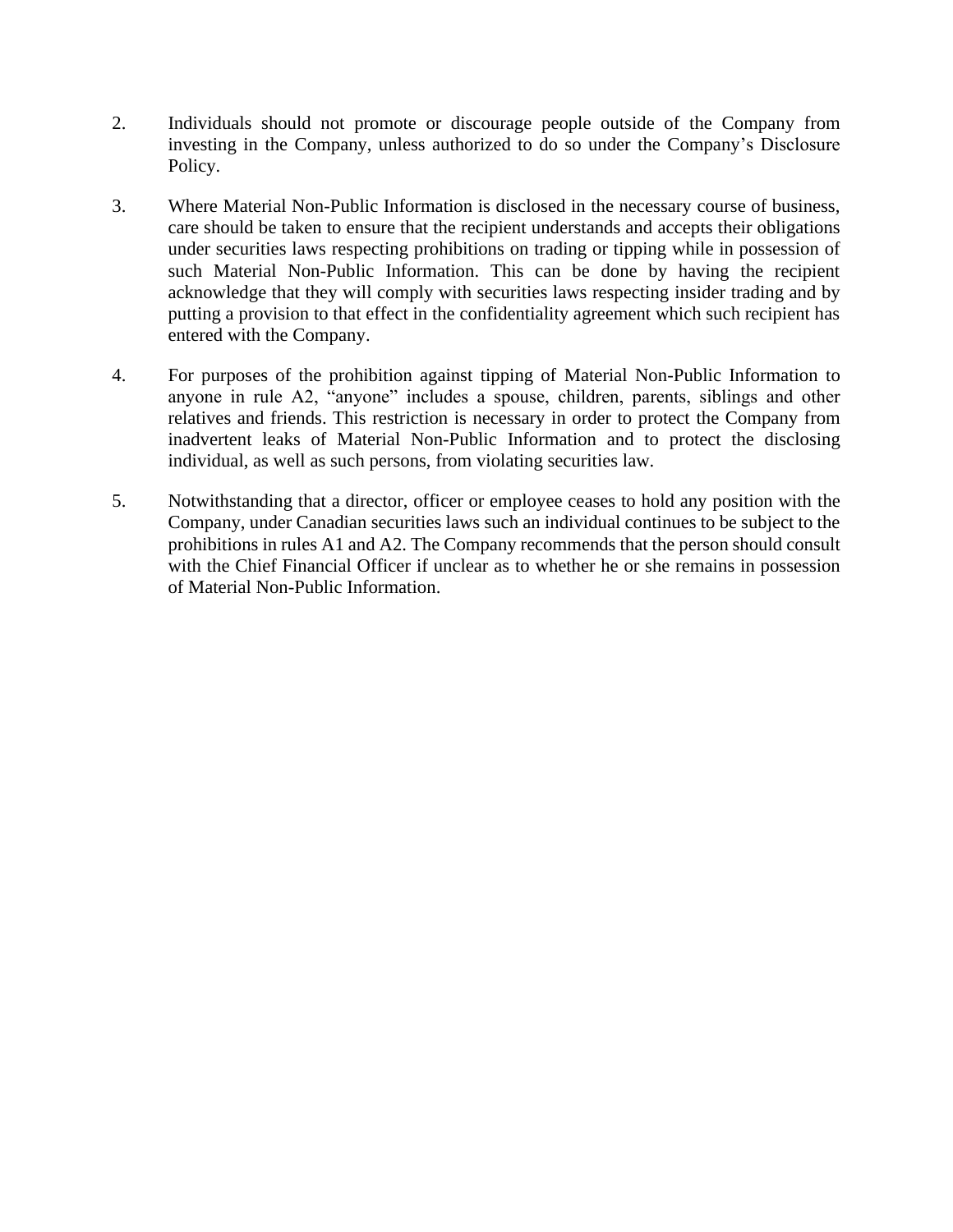2. Individuals should not promote or discourage people outside of the Company from investing in the Company, unless authorized to do so under the Company's Disclosure Policy.

3. Where Material Non-Public Information is disclosed in the necessary course of business, care should be taken to ensure that the recipient understands and accepts their obligations under securities laws respecting prohibitions on trading or tipping while in possession of such Material Non-Public Information. This can be done by having the recipient acknowledge that they will comply with securities laws respecting insider trading and by putting a provision to that effect in the confidentiality agreement which such recipient has entered with the Company.

4. For purposes of the prohibition against tipping of Material Non-Public Information to anyone in rule A2, "anyone" includes a spouse, children, parents, siblings and other relatives and friends. This restriction is necessary in order to protect the Company from inadvertent leaks of Material Non-Public Information and to protect the disclosing individual, as well as such persons, from violating securities law.

5. Notwithstanding that a director, officer or employee ceases to hold any position with the Company, under Canadian securities laws such an individual continues to be subject to the prohibitions in rules A1 and A2. The Company recommends that the person should consult with the Chief Financial Officer if unclear as to whether he or she remains in possession of Material Non-Public Information.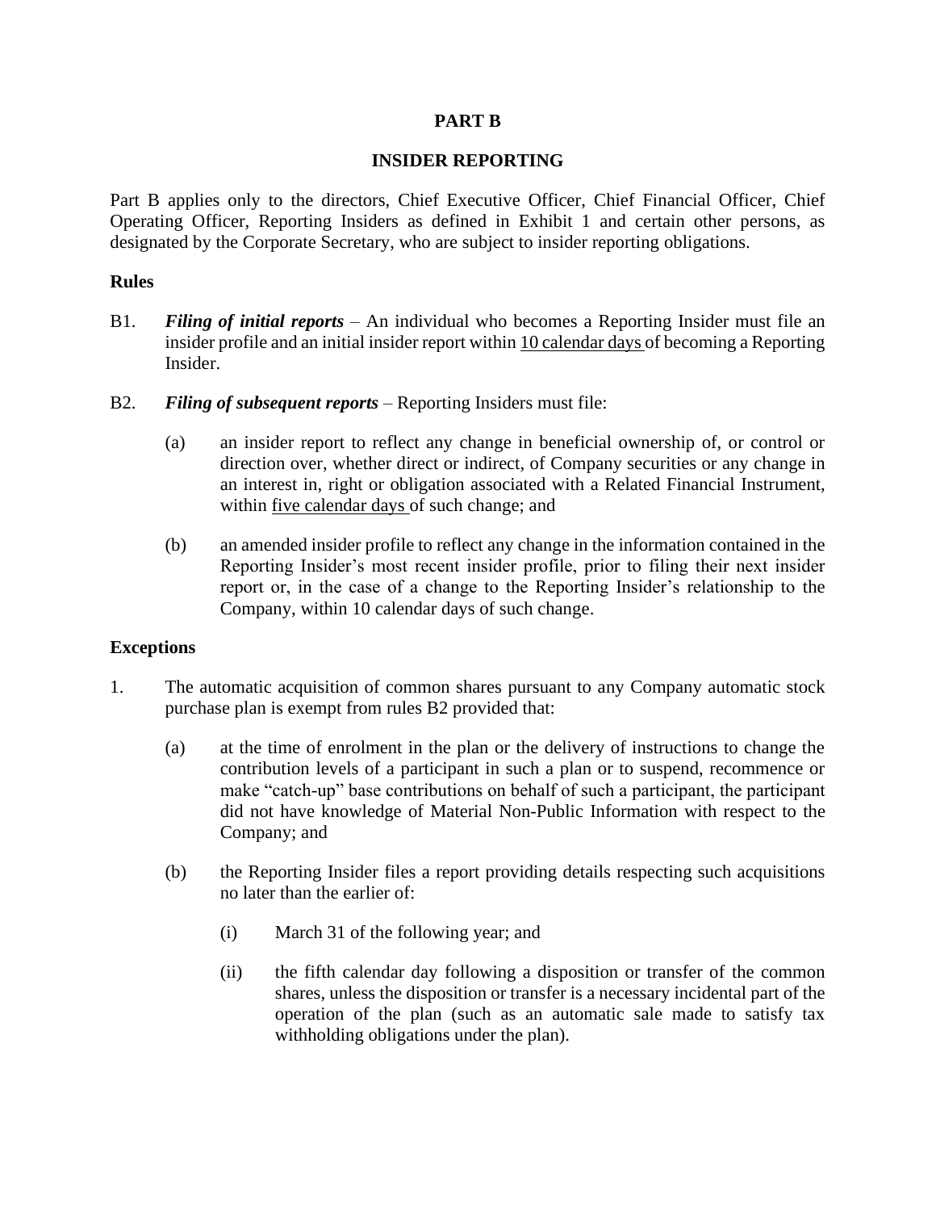## PART B

## INSIDER REPORTING

Part B applies only to the directors, Chief Executive Officer, Chief Financial Officer, Chief Operating Officer, Reporting Insiders as defined in Exhibit 1 and certain other persons, as designated by the Corporate Secretary, who are subject to insider reporting obligations.

**Rules**

B1. ***Filing of initial reports*** – An individual who becomes a Reporting Insider must file an insider profile and an initial insider report within <u>10 calendar days</u> of becoming a Reporting Insider.

B2. ***Filing of subsequent reports*** – Reporting Insiders must file:

(a) an insider report to reflect any change in beneficial ownership of, or control or direction over, whether direct or indirect, of Company securities or any change in an interest in, right or obligation associated with a Related Financial Instrument, within <u>five calendar days</u> of such change; and

(b) an amended insider profile to reflect any change in the information contained in the Reporting Insider's most recent insider profile, prior to filing their next insider report or, in the case of a change to the Reporting Insider's relationship to the Company, within 10 calendar days of such change.

**Exceptions**

1. The automatic acquisition of common shares pursuant to any Company automatic stock purchase plan is exempt from rules B2 provided that:

   (a) at the time of enrolment in the plan or the delivery of instructions to change the contribution levels of a participant in such a plan or to suspend, recommence or make "catch-up" base contributions on behalf of such a participant, the participant did not have knowledge of Material Non-Public Information with respect to the Company; and

   (b) the Reporting Insider files a report providing details respecting such acquisitions no later than the earlier of:

      (i) March 31 of the following year; and

      (ii) the fifth calendar day following a disposition or transfer of the common shares, unless the disposition or transfer is a necessary incidental part of the operation of the plan (such as an automatic sale made to satisfy tax withholding obligations under the plan).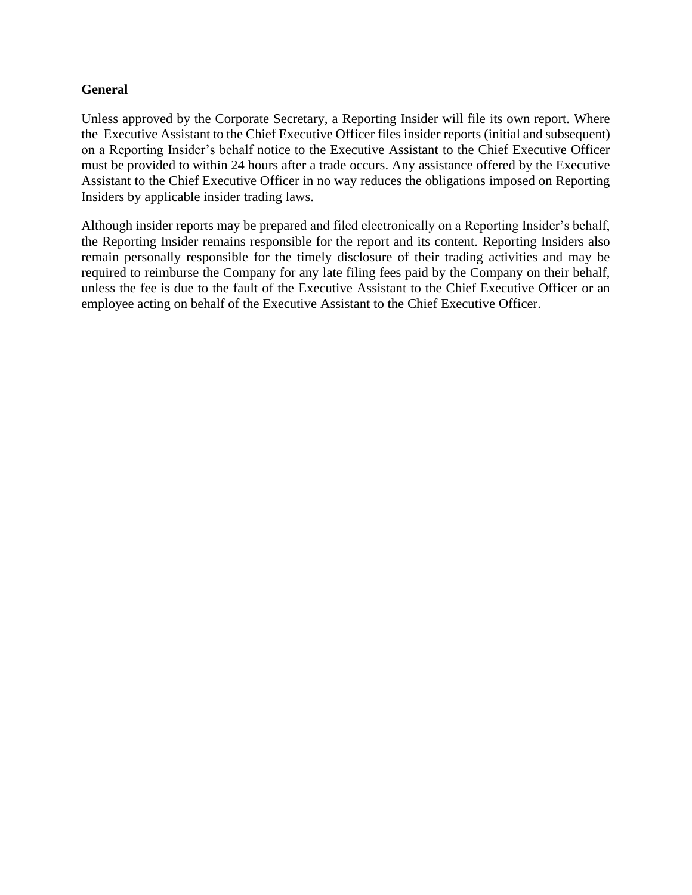## General

Unless approved by the Corporate Secretary, a Reporting Insider will file its own report. Where the Executive Assistant to the Chief Executive Officer files insider reports (initial and subsequent) on a Reporting Insider's behalf notice to the Executive Assistant to the Chief Executive Officer must be provided to within 24 hours after a trade occurs. Any assistance offered by the Executive Assistant to the Chief Executive Officer in no way reduces the obligations imposed on Reporting Insiders by applicable insider trading laws.

Although insider reports may be prepared and filed electronically on a Reporting Insider's behalf, the Reporting Insider remains responsible for the report and its content. Reporting Insiders also remain personally responsible for the timely disclosure of their trading activities and may be required to reimburse the Company for any late filing fees paid by the Company on their behalf, unless the fee is due to the fault of the Executive Assistant to the Chief Executive Officer or an employee acting on behalf of the Executive Assistant to the Chief Executive Officer.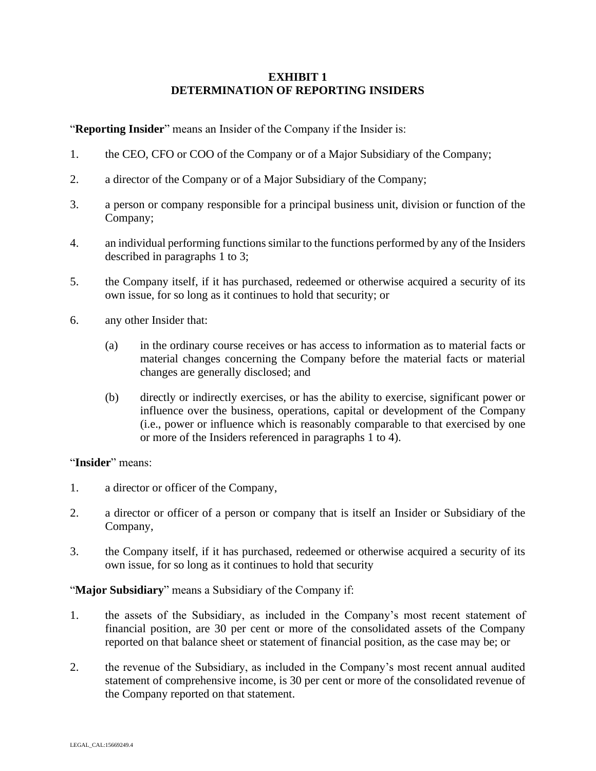# EXHIBIT 1
# DETERMINATION OF REPORTING INSIDERS

"**Reporting Insider**" means an Insider of the Company if the Insider is:

1. the CEO, CFO or COO of the Company or of a Major Subsidiary of the Company;

2. a director of the Company or of a Major Subsidiary of the Company;

3. a person or company responsible for a principal business unit, division or function of the Company;

4. an individual performing functions similar to the functions performed by any of the Insiders described in paragraphs 1 to 3;

5. the Company itself, if it has purchased, redeemed or otherwise acquired a security of its own issue, for so long as it continues to hold that security; or

6. any other Insider that:

   (a) in the ordinary course receives or has access to information as to material facts or material changes concerning the Company before the material facts or material changes are generally disclosed; and

   (b) directly or indirectly exercises, or has the ability to exercise, significant power or influence over the business, operations, capital or development of the Company (i.e., power or influence which is reasonably comparable to that exercised by one or more of the Insiders referenced in paragraphs 1 to 4).

"**Insider**" means:

1. a director or officer of the Company,

2. a director or officer of a person or company that is itself an Insider or Subsidiary of the Company,

3. the Company itself, if it has purchased, redeemed or otherwise acquired a security of its own issue, for so long as it continues to hold that security

"**Major Subsidiary**" means a Subsidiary of the Company if:

1. the assets of the Subsidiary, as included in the Company's most recent statement of financial position, are 30 per cent or more of the consolidated assets of the Company reported on that balance sheet or statement of financial position, as the case may be; or

2. the revenue of the Subsidiary, as included in the Company's most recent annual audited statement of comprehensive income, is 30 per cent or more of the consolidated revenue of the Company reported on that statement.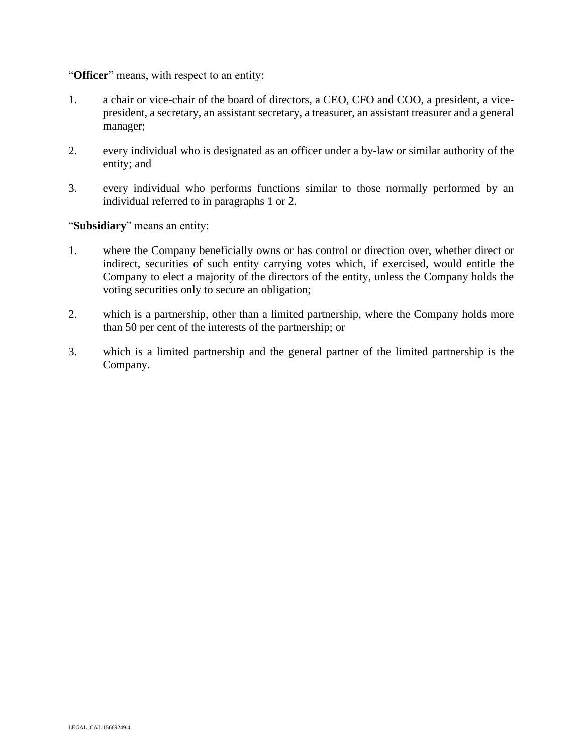"**Officer**" means, with respect to an entity:

1. a chair or vice-chair of the board of directors, a CEO, CFO and COO, a president, a vice-president, a secretary, an assistant secretary, a treasurer, an assistant treasurer and a general manager;

2. every individual who is designated as an officer under a by-law or similar authority of the entity; and

3. every individual who performs functions similar to those normally performed by an individual referred to in paragraphs 1 or 2.

"**Subsidiary**" means an entity:

1. where the Company beneficially owns or has control or direction over, whether direct or indirect, securities of such entity carrying votes which, if exercised, would entitle the Company to elect a majority of the directors of the entity, unless the Company holds the voting securities only to secure an obligation;

2. which is a partnership, other than a limited partnership, where the Company holds more than 50 per cent of the interests of the partnership; or

3. which is a limited partnership and the general partner of the limited partnership is the Company.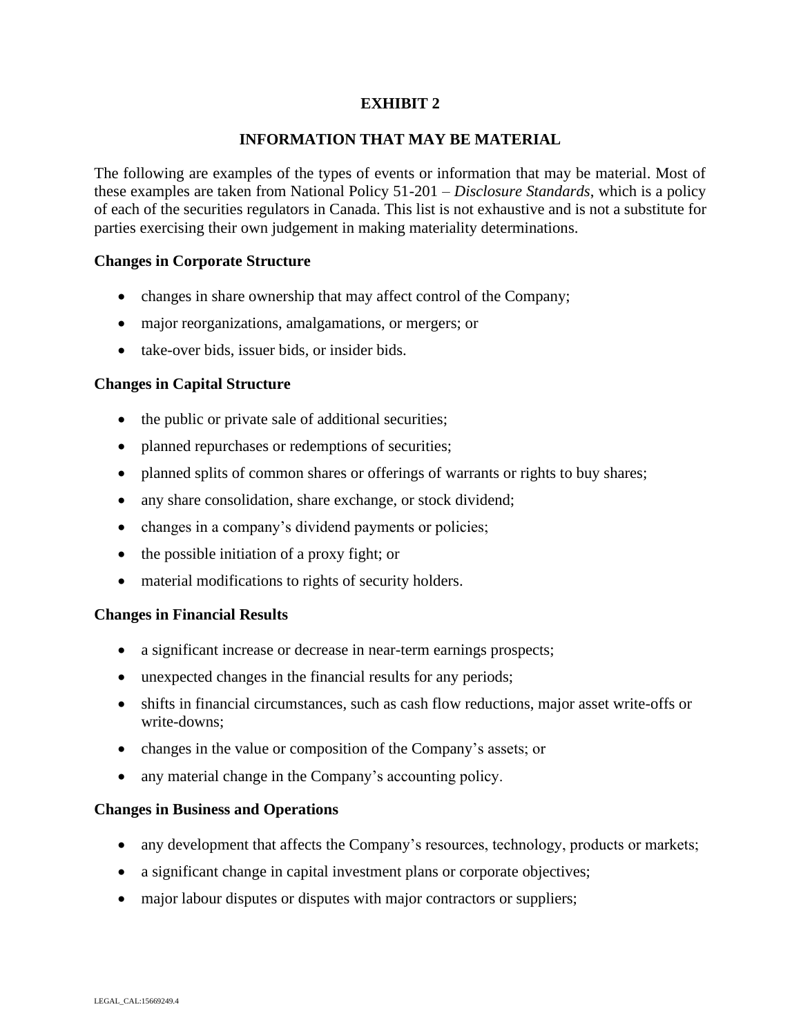# EXHIBIT 2

## INFORMATION THAT MAY BE MATERIAL

The following are examples of the types of events or information that may be material. Most of these examples are taken from National Policy 51-201 – *Disclosure Standards*, which is a policy of each of the securities regulators in Canada. This list is not exhaustive and is not a substitute for parties exercising their own judgement in making materiality determinations.

**Changes in Corporate Structure**

- changes in share ownership that may affect control of the Company;
- major reorganizations, amalgamations, or mergers; or
- take-over bids, issuer bids, or insider bids.

**Changes in Capital Structure**

- the public or private sale of additional securities;
- planned repurchases or redemptions of securities;
- planned splits of common shares or offerings of warrants or rights to buy shares;
- any share consolidation, share exchange, or stock dividend;
- changes in a company's dividend payments or policies;
- the possible initiation of a proxy fight; or
- material modifications to rights of security holders.

**Changes in Financial Results**

- a significant increase or decrease in near-term earnings prospects;
- unexpected changes in the financial results for any periods;
- shifts in financial circumstances, such as cash flow reductions, major asset write-offs or write-downs;
- changes in the value or composition of the Company's assets; or
- any material change in the Company's accounting policy.

**Changes in Business and Operations**

- any development that affects the Company's resources, technology, products or markets;
- a significant change in capital investment plans or corporate objectives;
- major labour disputes or disputes with major contractors or suppliers;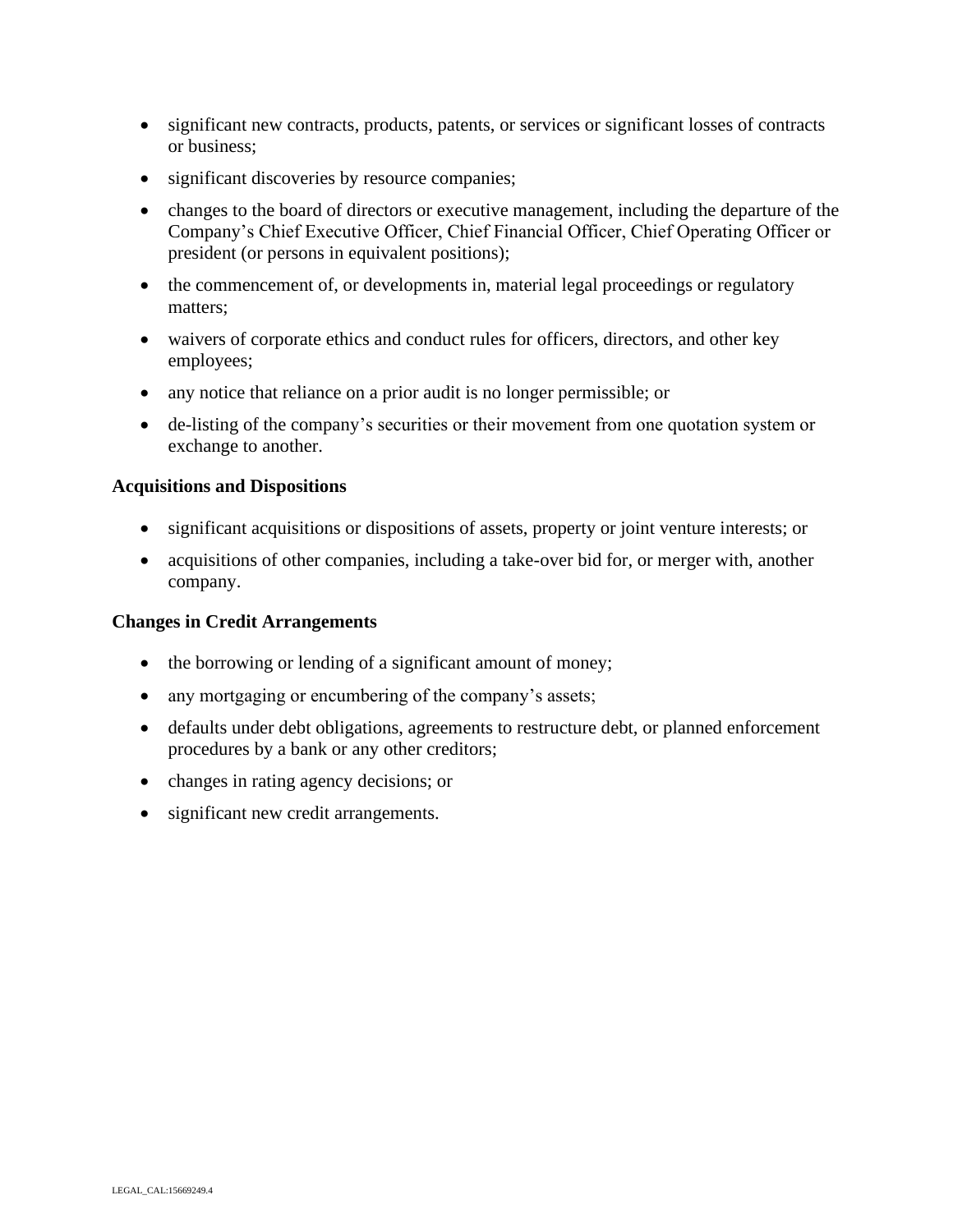- significant new contracts, products, patents, or services or significant losses of contracts or business;
- significant discoveries by resource companies;
- changes to the board of directors or executive management, including the departure of the Company's Chief Executive Officer, Chief Financial Officer, Chief Operating Officer or president (or persons in equivalent positions);
- the commencement of, or developments in, material legal proceedings or regulatory matters;
- waivers of corporate ethics and conduct rules for officers, directors, and other key employees;
- any notice that reliance on a prior audit is no longer permissible; or
- de-listing of the company's securities or their movement from one quotation system or exchange to another.

**Acquisitions and Dispositions**

- significant acquisitions or dispositions of assets, property or joint venture interests; or
- acquisitions of other companies, including a take-over bid for, or merger with, another company.

**Changes in Credit Arrangements**

- the borrowing or lending of a significant amount of money;
- any mortgaging or encumbering of the company's assets;
- defaults under debt obligations, agreements to restructure debt, or planned enforcement procedures by a bank or any other creditors;
- changes in rating agency decisions; or
- significant new credit arrangements.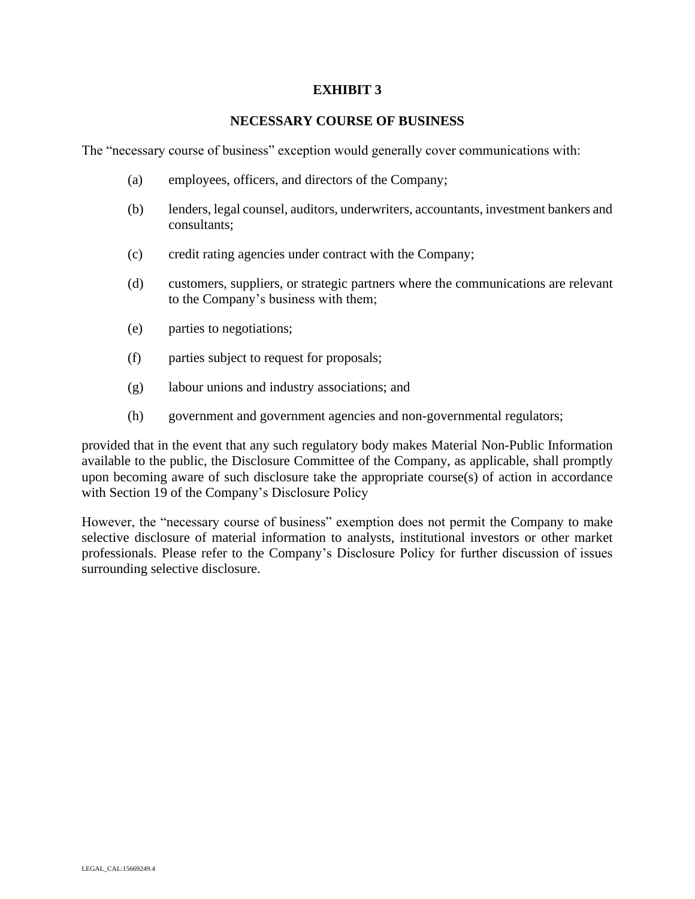# EXHIBIT 3

## NECESSARY COURSE OF BUSINESS

The "necessary course of business" exception would generally cover communications with:

(a) employees, officers, and directors of the Company;

(b) lenders, legal counsel, auditors, underwriters, accountants, investment bankers and consultants;

(c) credit rating agencies under contract with the Company;

(d) customers, suppliers, or strategic partners where the communications are relevant to the Company's business with them;

(e) parties to negotiations;

(f) parties subject to request for proposals;

(g) labour unions and industry associations; and

(h) government and government agencies and non-governmental regulators;

provided that in the event that any such regulatory body makes Material Non-Public Information available to the public, the Disclosure Committee of the Company, as applicable, shall promptly upon becoming aware of such disclosure take the appropriate course(s) of action in accordance with Section 19 of the Company's Disclosure Policy

However, the "necessary course of business" exemption does not permit the Company to make selective disclosure of material information to analysts, institutional investors or other market professionals. Please refer to the Company's Disclosure Policy for further discussion of issues surrounding selective disclosure.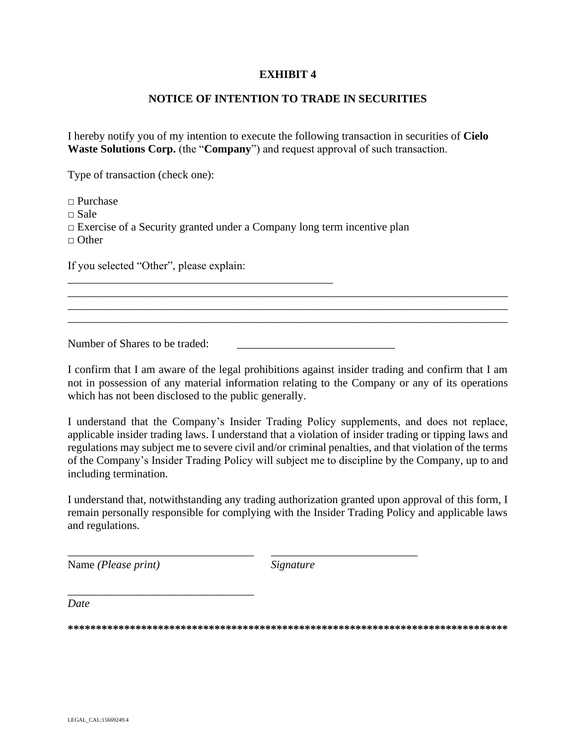**EXHIBIT 4**

**NOTICE OF INTENTION TO TRADE IN SECURITIES**

I hereby notify you of my intention to execute the following transaction in securities of **Cielo Waste Solutions Corp.** (the "**Company**") and request approval of such transaction.

Type of transaction (check one):

□ Purchase
□ Sale
□ Exercise of a Security granted under a Company long term incentive plan
□ Other

If you selected "Other", please explain: ______________________________________________
_______________________________________________________________________________
_______________________________________________________________________________
_______________________________________________________________________________

Number of Shares to be traded: ____________________________

I confirm that I am aware of the legal prohibitions against insider trading and confirm that I am not in possession of any material information relating to the Company or any of its operations which has not been disclosed to the public generally.

I understand that the Company's Insider Trading Policy supplements, and does not replace, applicable insider trading laws. I understand that a violation of insider trading or tipping laws and regulations may subject me to severe civil and/or criminal penalties, and that violation of the terms of the Company's Insider Trading Policy will subject me to discipline by the Company, up to and including termination.

I understand that, notwithstanding any trading authorization granted upon approval of this form, I remain personally responsible for complying with the Insider Trading Policy and applicable laws and regulations.

_________________________________ _________________________
Name *(Please print)* *Signature*

_________________________________
*Date*

**\*\*\*\*\*\*\*\*\*\*\*\*\*\*\*\*\*\*\*\*\*\*\*\*\*\*\*\*\*\*\*\*\*\*\*\*\*\*\*\*\*\*\*\*\*\*\*\*\*\*\*\*\*\*\*\*\*\*\*\*\*\*\*\*\*\*\*\*\*\*\*\*\*\*\*\*\*\***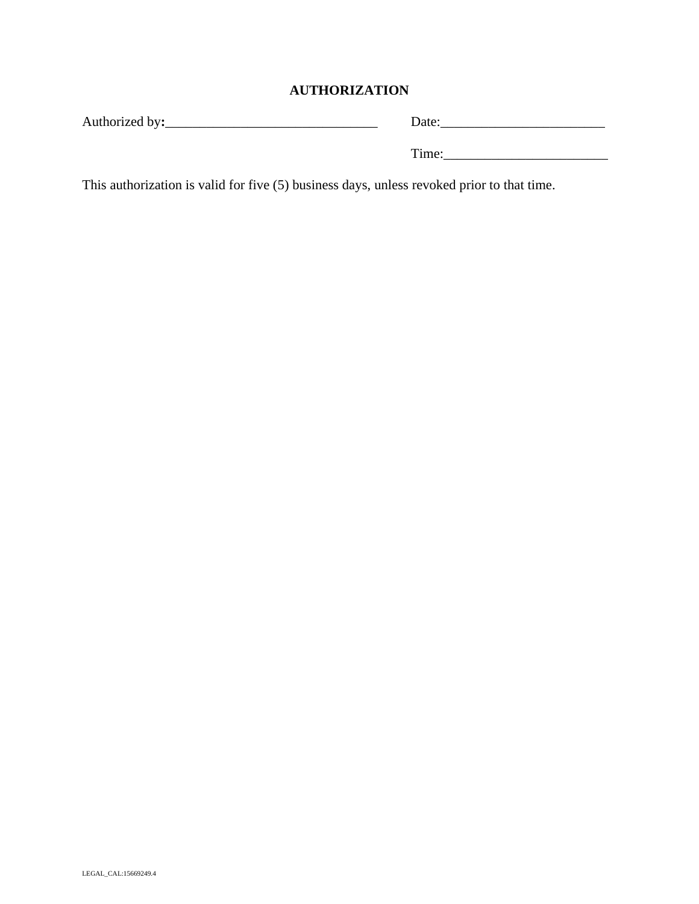**AUTHORIZATION**

Authorized by:_______________________________ Date:________________________

Time:________________________

This authorization is valid for five (5) business days, unless revoked prior to that time.